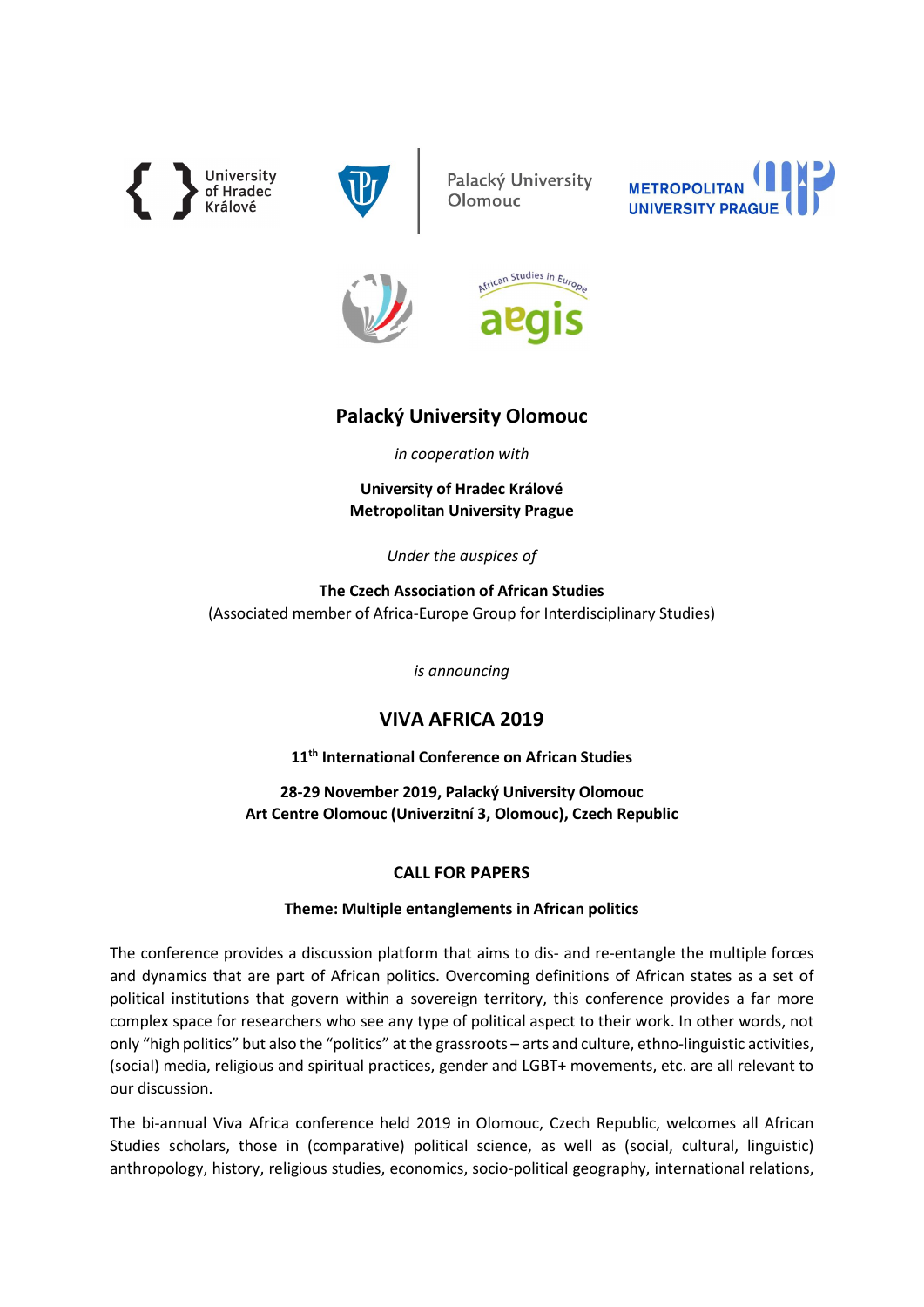# Palacký University Olomouc

*in cooperation with*

**University of Hradec Králové**
**Metropolitan University Prague**

*Under the auspices of*

**The Czech Association of African Studies**
(Associated member of Africa-Europe Group for Interdisciplinary Studies)

*is announcing*

## VIVA AFRICA 2019

**11th International Conference on African Studies**

**28-29 November 2019, Palacký University Olomouc**
**Art Centre Olomouc (Univerzitní 3, Olomouc), Czech Republic**

### CALL FOR PAPERS

**Theme: Multiple entanglements in African politics**

The conference provides a discussion platform that aims to dis- and re-entangle the multiple forces and dynamics that are part of African politics. Overcoming definitions of African states as a set of political institutions that govern within a sovereign territory, this conference provides a far more complex space for researchers who see any type of political aspect to their work. In other words, not only "high politics" but also the "politics" at the grassroots – arts and culture, ethno-linguistic activities, (social) media, religious and spiritual practices, gender and LGBT+ movements, etc. are all relevant to our discussion.

The bi-annual Viva Africa conference held 2019 in Olomouc, Czech Republic, welcomes all African Studies scholars, those in (comparative) political science, as well as (social, cultural, linguistic) anthropology, history, religious studies, economics, socio-political geography, international relations,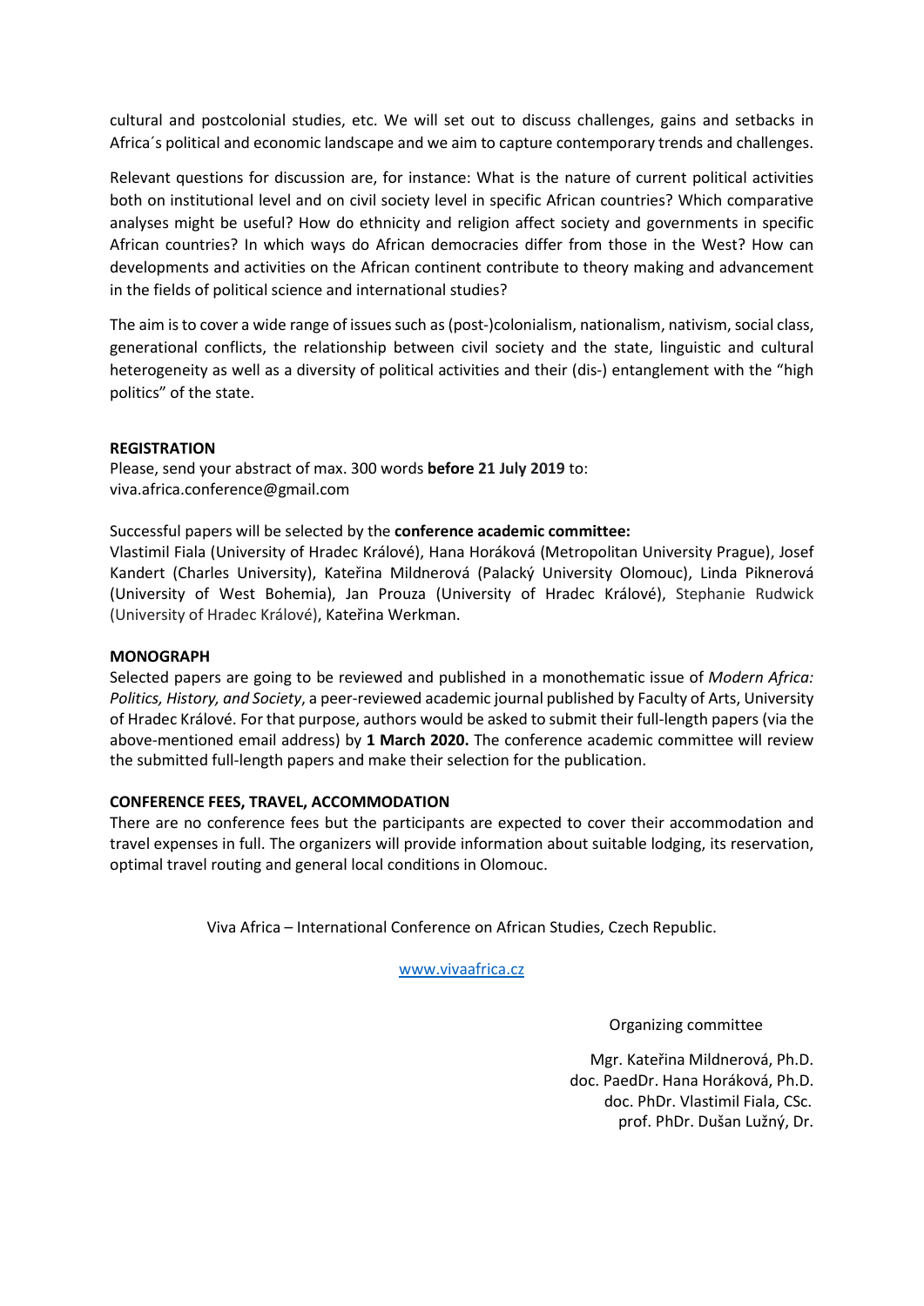cultural and postcolonial studies, etc. We will set out to discuss challenges, gains and setbacks in Africa´s political and economic landscape and we aim to capture contemporary trends and challenges.

Relevant questions for discussion are, for instance: What is the nature of current political activities both on institutional level and on civil society level in specific African countries? Which comparative analyses might be useful? How do ethnicity and religion affect society and governments in specific African countries? In which ways do African democracies differ from those in the West? How can developments and activities on the African continent contribute to theory making and advancement in the fields of political science and international studies?

The aim is to cover a wide range of issues such as (post-)colonialism, nationalism, nativism, social class, generational conflicts, the relationship between civil society and the state, linguistic and cultural heterogeneity as well as a diversity of political activities and their (dis-) entanglement with the "high politics" of the state.

**REGISTRATION**

Please, send your abstract of max. 300 words **before 21 July 2019** to:
viva.africa.conference@gmail.com

Successful papers will be selected by the **conference academic committee:**
Vlastimil Fiala (University of Hradec Králové), Hana Horáková (Metropolitan University Prague), Josef Kandert (Charles University), Kateřina Mildnerová (Palacký University Olomouc), Linda Piknerová (University of West Bohemia), Jan Prouza (University of Hradec Králové), Stephanie Rudwick (University of Hradec Králové), Kateřina Werkman.

**MONOGRAPH**

Selected papers are going to be reviewed and published in a monothematic issue of *Modern Africa: Politics, History, and Society*, a peer-reviewed academic journal published by Faculty of Arts, University of Hradec Králové. For that purpose, authors would be asked to submit their full-length papers (via the above-mentioned email address) by **1 March 2020.** The conference academic committee will review the submitted full-length papers and make their selection for the publication.

**CONFERENCE FEES, TRAVEL, ACCOMMODATION**

There are no conference fees but the participants are expected to cover their accommodation and travel expenses in full. The organizers will provide information about suitable lodging, its reservation, optimal travel routing and general local conditions in Olomouc.

Viva Africa – International Conference on African Studies, Czech Republic.

www.vivaafrica.cz

Organizing committee

Mgr. Kateřina Mildnerová, Ph.D.
doc. PaedDr. Hana Horáková, Ph.D.
doc. PhDr. Vlastimil Fiala, CSc.
prof. PhDr. Dušan Lužný, Dr.